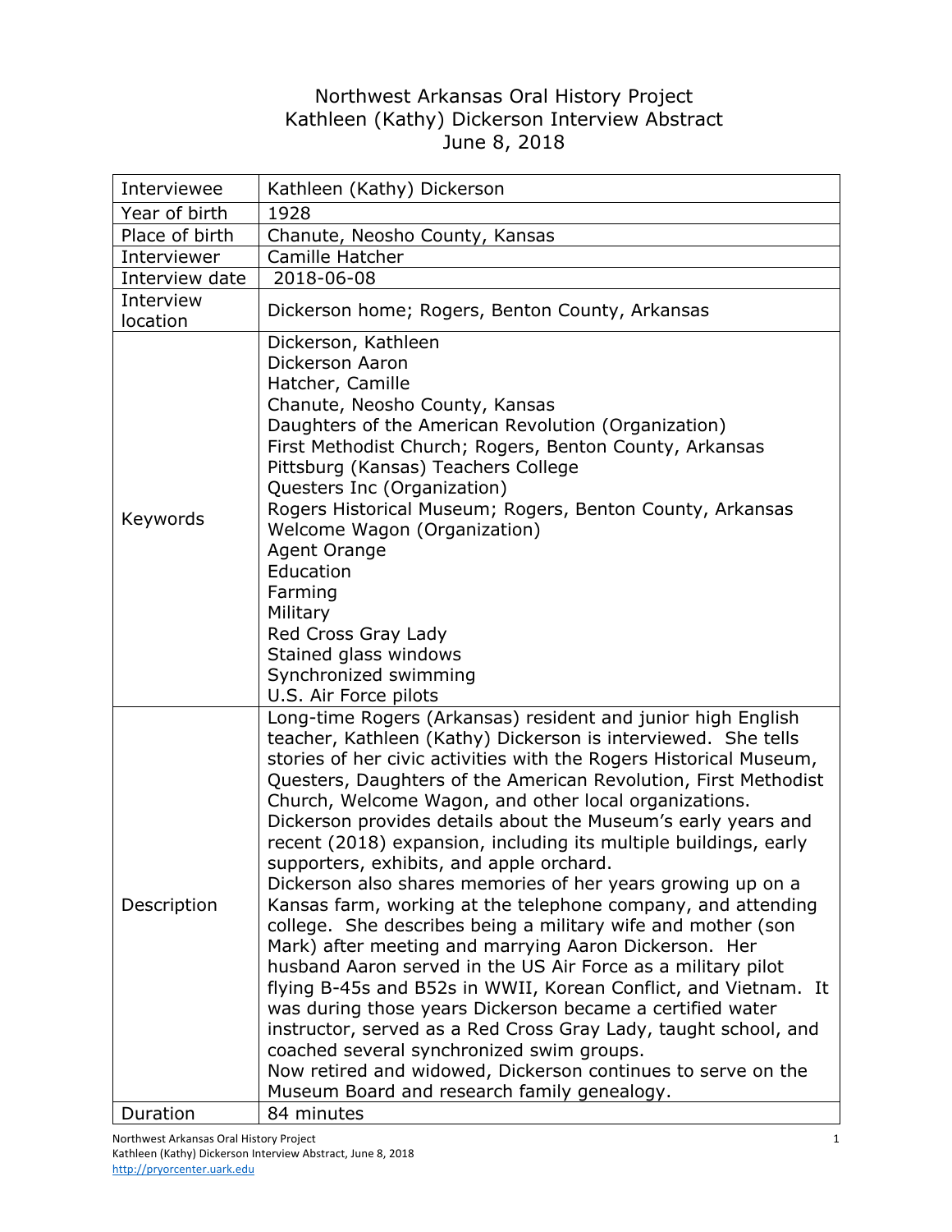# Northwest Arkansas Oral History Project
# Kathleen (Kathy) Dickerson Interview Abstract
# June 8, 2018

| | |
|---|---|
| Interviewee | Kathleen (Kathy) Dickerson |
| Year of birth | 1928 |
| Place of birth | Chanute, Neosho County, Kansas |
| Interviewer | Camille Hatcher |
| Interview date | 2018-06-08 |
| Interview location | Dickerson home; Rogers, Benton County, Arkansas |
| Keywords | Dickerson, Kathleen<br>Dickerson Aaron<br>Hatcher, Camille<br>Chanute, Neosho County, Kansas<br>Daughters of the American Revolution (Organization)<br>First Methodist Church; Rogers, Benton County, Arkansas<br>Pittsburg (Kansas) Teachers College<br>Questers Inc (Organization)<br>Rogers Historical Museum; Rogers, Benton County, Arkansas<br>Welcome Wagon (Organization)<br>Agent Orange<br>Education<br>Farming<br>Military<br>Red Cross Gray Lady<br>Stained glass windows<br>Synchronized swimming<br>U.S. Air Force pilots |
| Description | Long-time Rogers (Arkansas) resident and junior high English teacher, Kathleen (Kathy) Dickerson is interviewed. She tells stories of her civic activities with the Rogers Historical Museum, Questers, Daughters of the American Revolution, First Methodist Church, Welcome Wagon, and other local organizations. Dickerson provides details about the Museum's early years and recent (2018) expansion, including its multiple buildings, early supporters, exhibits, and apple orchard.<br>Dickerson also shares memories of her years growing up on a Kansas farm, working at the telephone company, and attending college. She describes being a military wife and mother (son Mark) after meeting and marrying Aaron Dickerson. Her husband Aaron served in the US Air Force as a military pilot flying B-45s and B52s in WWII, Korean Conflict, and Vietnam. It was during those years Dickerson became a certified water instructor, served as a Red Cross Gray Lady, taught school, and coached several synchronized swim groups.<br>Now retired and widowed, Dickerson continues to serve on the Museum Board and research family genealogy. |
| Duration | 84 minutes |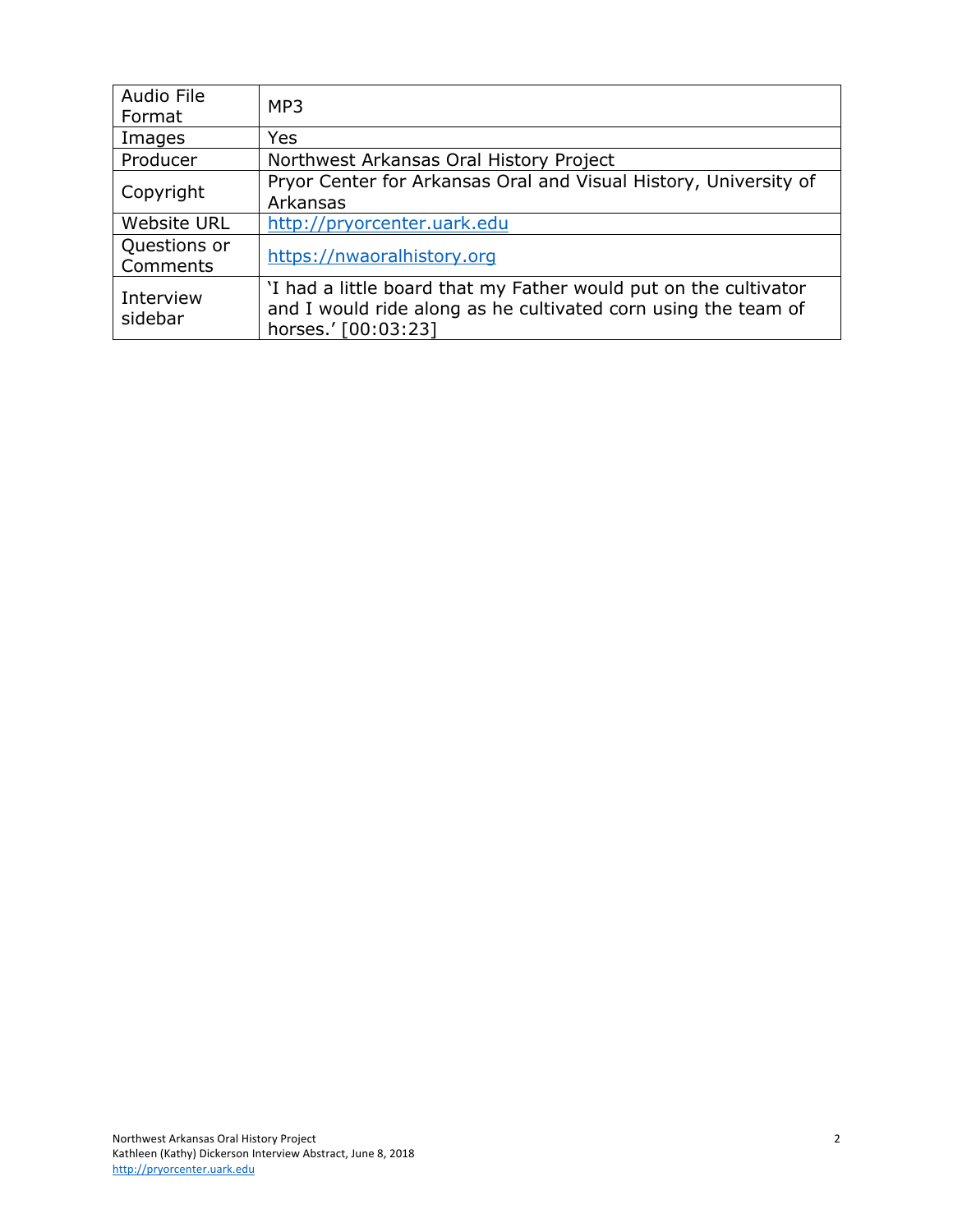| | |
|---|---|
| Audio File Format | MP3 |
| Images | Yes |
| Producer | Northwest Arkansas Oral History Project |
| Copyright | Pryor Center for Arkansas Oral and Visual History, University of Arkansas |
| Website URL | http://pryorcenter.uark.edu |
| Questions or Comments | https://nwaoralhistory.org |
| Interview sidebar | 'I had a little board that my Father would put on the cultivator and I would ride along as he cultivated corn using the team of horses.' [00:03:23] |